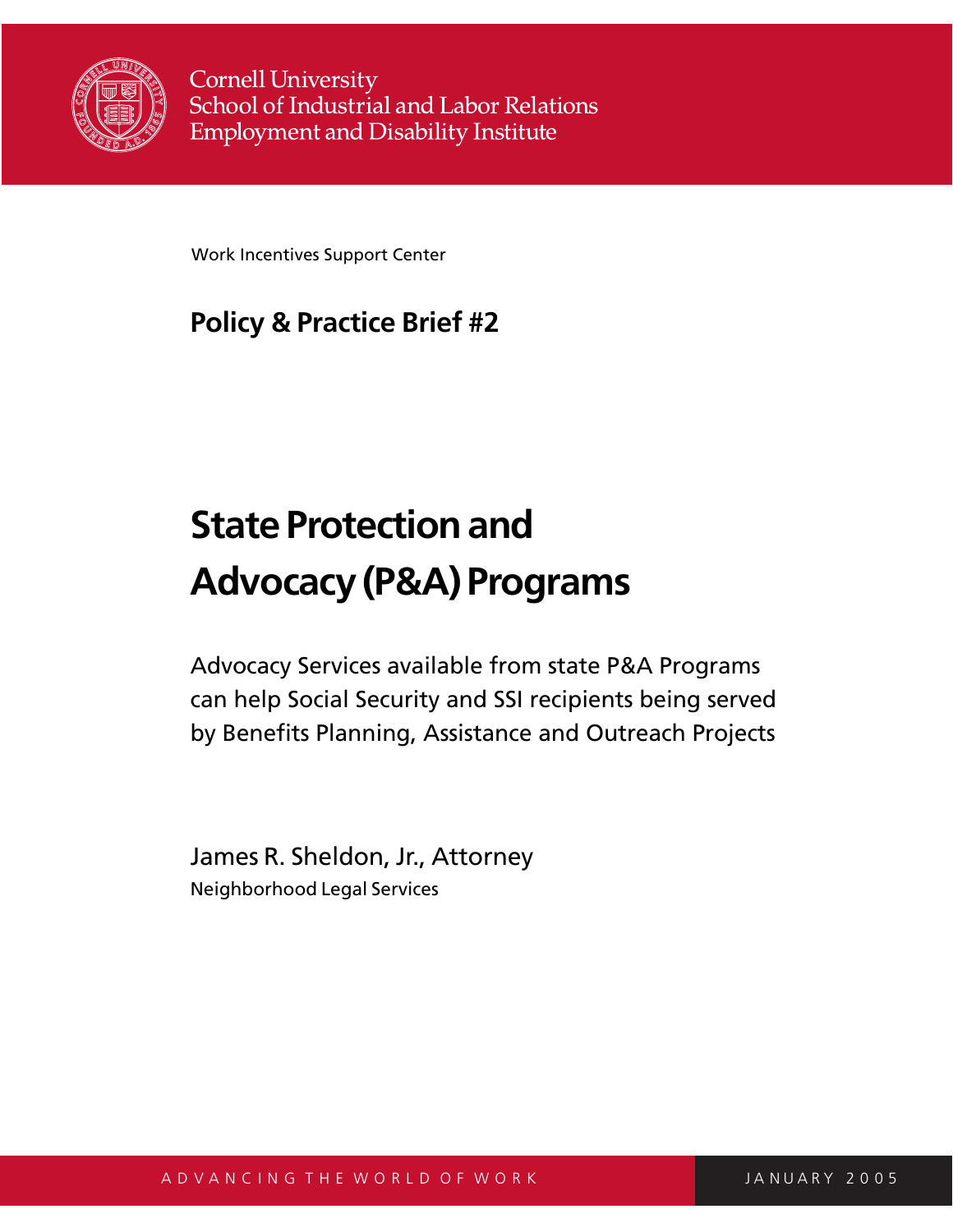Cornell University
School of Industrial and Labor Relations
Employment and Disability Institute

Work Incentives Support Center

**Policy & Practice Brief #2**

# State Protection and Advocacy (P&A) Programs

Advocacy Services available from state P&A Programs can help Social Security and SSI recipients being served by Benefits Planning, Assistance and Outreach Projects

James R. Sheldon, Jr., Attorney
Neighborhood Legal Services

ADVANCING THE WORLD OF WORK

JANUARY 2005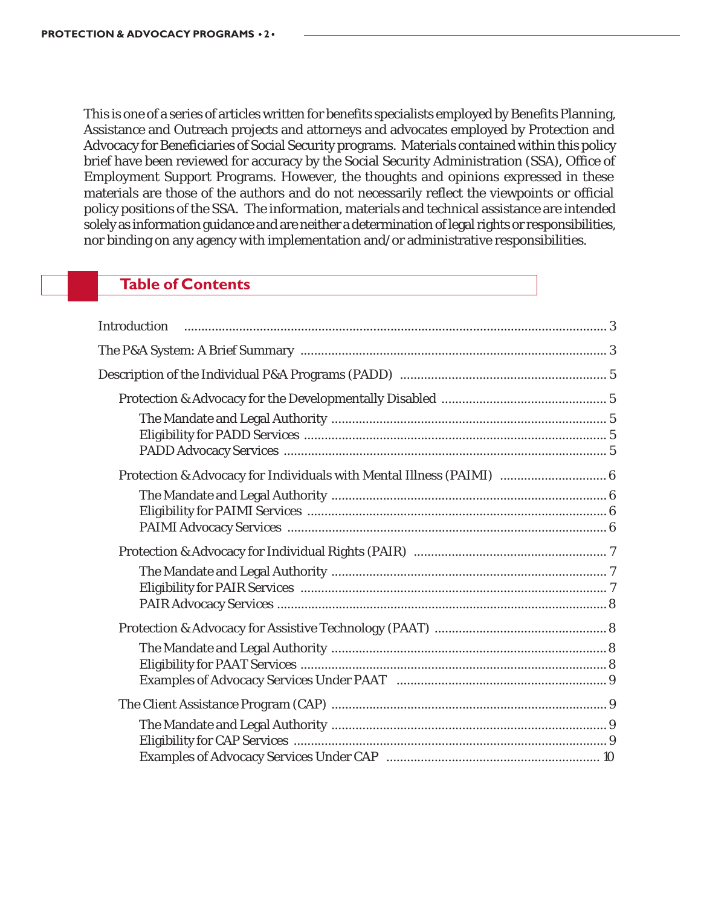This is one of a series of articles written for benefits specialists employed by Benefits Planning, Assistance and Outreach projects and attorneys and advocates employed by Protection and Advocacy for Beneficiaries of Social Security programs. Materials contained within this policy brief have been reviewed for accuracy by the Social Security Administration (SSA), Office of Employment Support Programs. However, the thoughts and opinions expressed in these materials are those of the authors and do not necessarily reflect the viewpoints or official policy positions of the SSA. The information, materials and technical assistance are intended solely as information guidance and are neither a determination of legal rights or responsibilities, nor binding on any agency with implementation and/or administrative responsibilities.

## Table of Contents

- Introduction ........................................................ 3
- The P&A System: A Brief Summary ........................................................ 3
- Description of the Individual P&A Programs (PADD) ........................................................ 5
  - Protection & Advocacy for the Developmentally Disabled ........................................................ 5
    - The Mandate and Legal Authority ........................................................ 5
    - Eligibility for PADD Services ........................................................ 5
    - PADD Advocacy Services ........................................................ 5
  - Protection & Advocacy for Individuals with Mental Illness (PAIMI) ........................................................ 6
    - The Mandate and Legal Authority ........................................................ 6
    - Eligibility for PAIMI Services ........................................................ 6
    - PAIMI Advocacy Services ........................................................ 6
  - Protection & Advocacy for Individual Rights (PAIR) ........................................................ 7
    - The Mandate and Legal Authority ........................................................ 7
    - Eligibility for PAIR Services ........................................................ 7
    - PAIR Advocacy Services ........................................................ 8
  - Protection & Advocacy for Assistive Technology (PAAT) ........................................................ 8
    - The Mandate and Legal Authority ........................................................ 8
    - Eligibility for PAAT Services ........................................................ 8
    - Examples of Advocacy Services Under PAAT ........................................................ 9
  - The Client Assistance Program (CAP) ........................................................ 9
    - The Mandate and Legal Authority ........................................................ 9
    - Eligibility for CAP Services ........................................................ 9
    - Examples of Advocacy Services Under CAP ........................................................ 10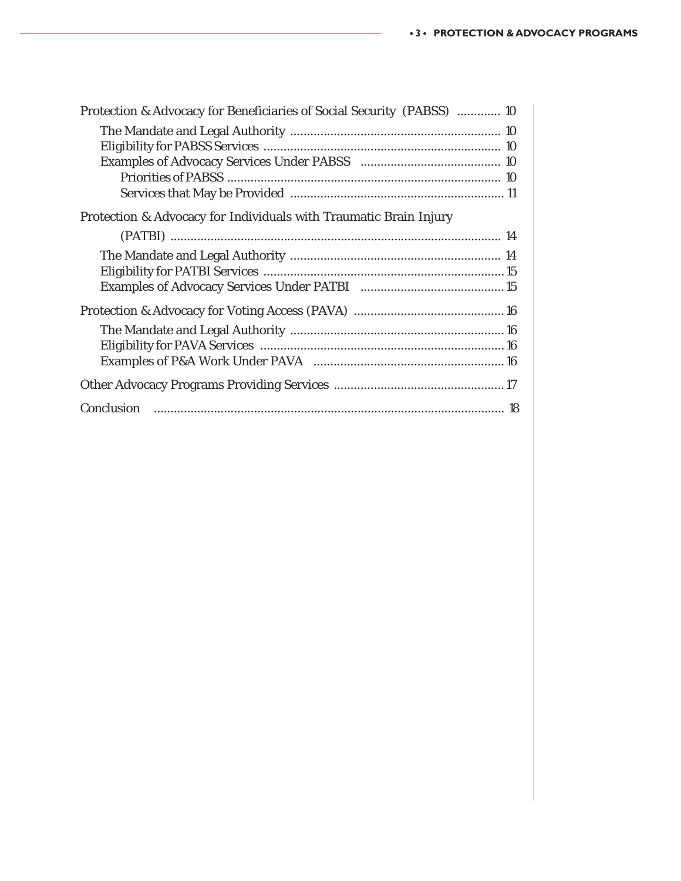Protection & Advocacy for Beneficiaries of Social Security (PABSS) ............ 10

- The Mandate and Legal Authority ............................................................ 10
- Eligibility for PABSS Services ................................................................... 10
- Examples of Advocacy Services Under PABSS ........................................ 10
  - Priorities of PABSS ................................................................................ 10
  - Services that May be Provided .............................................................. 11

Protection & Advocacy for Individuals with Traumatic Brain Injury (PATBI) ................................................................................................. 14

- The Mandate and Legal Authority ............................................................ 14
- Eligibility for PATBI Services .................................................................... 15
- Examples of Advocacy Services Under PATBI ......................................... 15

Protection & Advocacy for Voting Access (PAVA) ........................................... 16

- The Mandate and Legal Authority ............................................................ 16
- Eligibility for PAVA Services ..................................................................... 16
- Examples of P&A Work Under PAVA ....................................................... 16

Other Advocacy Programs Providing Services ................................................ 17

Conclusion ........................................................................................................ 18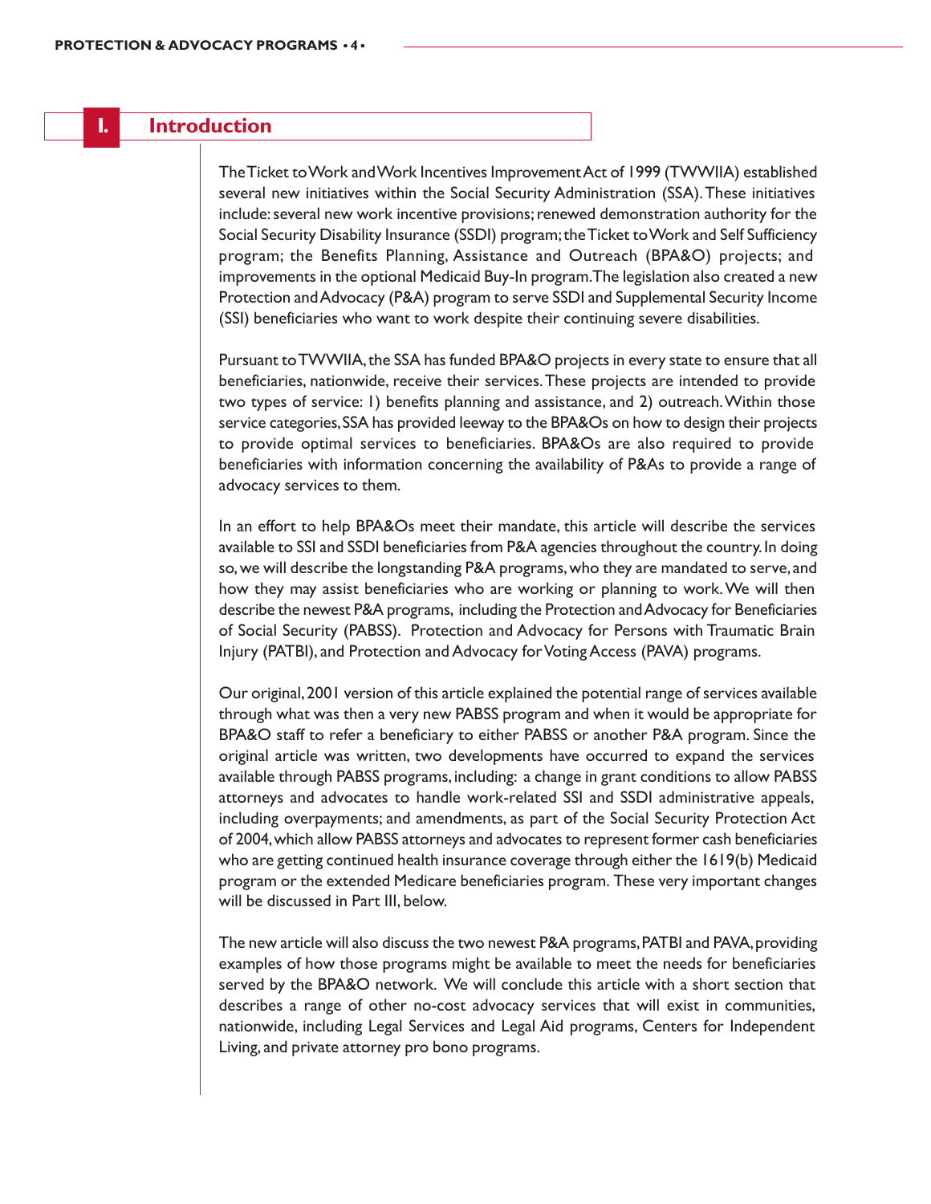# I. Introduction

The Ticket to Work and Work Incentives Improvement Act of 1999 (TWWIIA) established several new initiatives within the Social Security Administration (SSA). These initiatives include: several new work incentive provisions; renewed demonstration authority for the Social Security Disability Insurance (SSDI) program; the Ticket to Work and Self Sufficiency program; the Benefits Planning, Assistance and Outreach (BPA&O) projects; and improvements in the optional Medicaid Buy-In program. The legislation also created a new Protection and Advocacy (P&A) program to serve SSDI and Supplemental Security Income (SSI) beneficiaries who want to work despite their continuing severe disabilities.

Pursuant to TWWIIA, the SSA has funded BPA&O projects in every state to ensure that all beneficiaries, nationwide, receive their services. These projects are intended to provide two types of service: 1) benefits planning and assistance, and 2) outreach. Within those service categories, SSA has provided leeway to the BPA&Os on how to design their projects to provide optimal services to beneficiaries. BPA&Os are also required to provide beneficiaries with information concerning the availability of P&As to provide a range of advocacy services to them.

In an effort to help BPA&Os meet their mandate, this article will describe the services available to SSI and SSDI beneficiaries from P&A agencies throughout the country. In doing so, we will describe the longstanding P&A programs, who they are mandated to serve, and how they may assist beneficiaries who are working or planning to work. We will then describe the newest P&A programs, including the Protection and Advocacy for Beneficiaries of Social Security (PABSS). Protection and Advocacy for Persons with Traumatic Brain Injury (PATBI), and Protection and Advocacy for Voting Access (PAVA) programs.

Our original, 2001 version of this article explained the potential range of services available through what was then a very new PABSS program and when it would be appropriate for BPA&O staff to refer a beneficiary to either PABSS or another P&A program. Since the original article was written, two developments have occurred to expand the services available through PABSS programs, including: a change in grant conditions to allow PABSS attorneys and advocates to handle work-related SSI and SSDI administrative appeals, including overpayments; and amendments, as part of the Social Security Protection Act of 2004, which allow PABSS attorneys and advocates to represent former cash beneficiaries who are getting continued health insurance coverage through either the 1619(b) Medicaid program or the extended Medicare beneficiaries program. These very important changes will be discussed in Part III, below.

The new article will also discuss the two newest P&A programs, PATBI and PAVA, providing examples of how those programs might be available to meet the needs for beneficiaries served by the BPA&O network. We will conclude this article with a short section that describes a range of other no-cost advocacy services that will exist in communities, nationwide, including Legal Services and Legal Aid programs, Centers for Independent Living, and private attorney pro bono programs.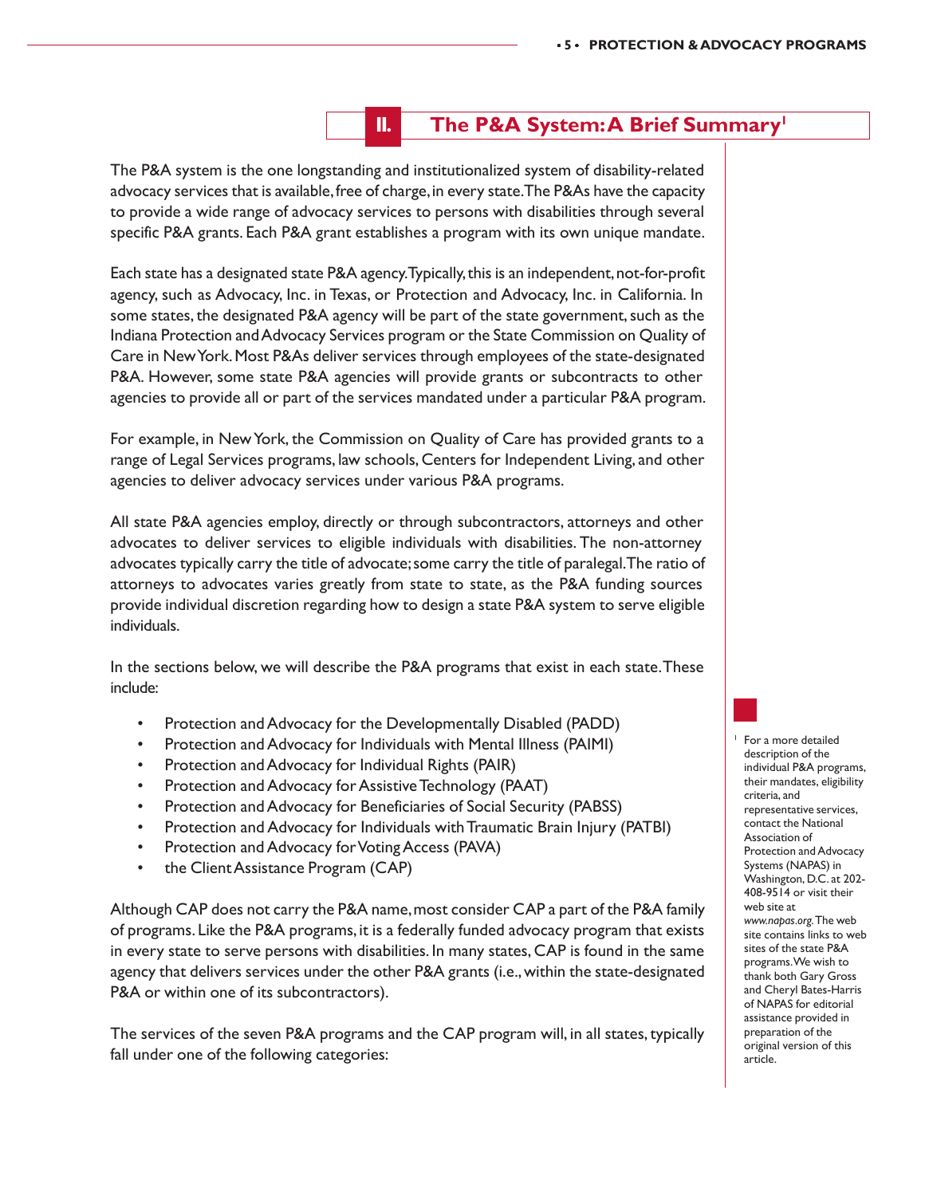## II. The P&A System: A Brief Summary[1]

The P&A system is the one longstanding and institutionalized system of disability-related advocacy services that is available, free of charge, in every state. The P&As have the capacity to provide a wide range of advocacy services to persons with disabilities through several specific P&A grants. Each P&A grant establishes a program with its own unique mandate.

Each state has a designated state P&A agency. Typically, this is an independent, not-for-profit agency, such as Advocacy, Inc. in Texas, or Protection and Advocacy, Inc. in California. In some states, the designated P&A agency will be part of the state government, such as the Indiana Protection and Advocacy Services program or the State Commission on Quality of Care in New York. Most P&As deliver services through employees of the state-designated P&A. However, some state P&A agencies will provide grants or subcontracts to other agencies to provide all or part of the services mandated under a particular P&A program.

For example, in New York, the Commission on Quality of Care has provided grants to a range of Legal Services programs, law schools, Centers for Independent Living, and other agencies to deliver advocacy services under various P&A programs.

All state P&A agencies employ, directly or through subcontractors, attorneys and other advocates to deliver services to eligible individuals with disabilities. The non-attorney advocates typically carry the title of advocate; some carry the title of paralegal. The ratio of attorneys to advocates varies greatly from state to state, as the P&A funding sources provide individual discretion regarding how to design a state P&A system to serve eligible individuals.

In the sections below, we will describe the P&A programs that exist in each state. These include:

- Protection and Advocacy for the Developmentally Disabled (PADD)
- Protection and Advocacy for Individuals with Mental Illness (PAIMI)
- Protection and Advocacy for Individual Rights (PAIR)
- Protection and Advocacy for Assistive Technology (PAAT)
- Protection and Advocacy for Beneficiaries of Social Security (PABSS)
- Protection and Advocacy for Individuals with Traumatic Brain Injury (PATBI)
- Protection and Advocacy for Voting Access (PAVA)
- the Client Assistance Program (CAP)

Although CAP does not carry the P&A name, most consider CAP a part of the P&A family of programs. Like the P&A programs, it is a federally funded advocacy program that exists in every state to serve persons with disabilities. In many states, CAP is found in the same agency that delivers services under the other P&A grants (i.e., within the state-designated P&A or within one of its subcontractors).

The services of the seven P&A programs and the CAP program will, in all states, typically fall under one of the following categories:

[1] For a more detailed description of the individual P&A programs, their mandates, eligibility criteria, and representative services, contact the National Association of Protection and Advocacy Systems (NAPAS) in Washington, D.C. at 202-408-9514 or visit their web site at *www.napas.org*. The web site contains links to web sites of the state P&A programs. We wish to thank both Gary Gross and Cheryl Bates-Harris of NAPAS for editorial assistance provided in preparation of the original version of this article.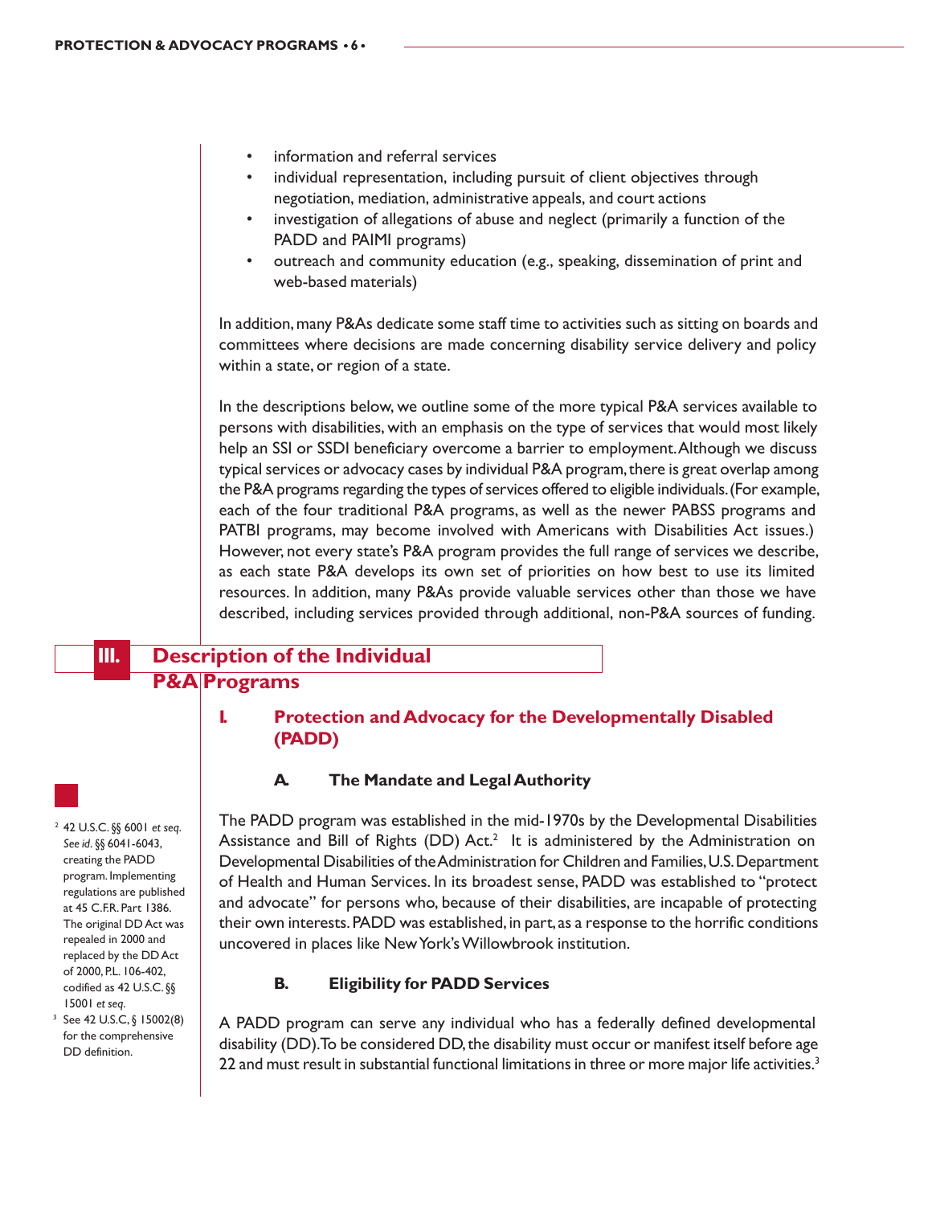- information and referral services
- individual representation, including pursuit of client objectives through negotiation, mediation, administrative appeals, and court actions
- investigation of allegations of abuse and neglect (primarily a function of the PADD and PAIMI programs)
- outreach and community education (e.g., speaking, dissemination of print and web-based materials)

In addition, many P&As dedicate some staff time to activities such as sitting on boards and committees where decisions are made concerning disability service delivery and policy within a state, or region of a state.

In the descriptions below, we outline some of the more typical P&A services available to persons with disabilities, with an emphasis on the type of services that would most likely help an SSI or SSDI beneficiary overcome a barrier to employment. Although we discuss typical services or advocacy cases by individual P&A program, there is great overlap among the P&A programs regarding the types of services offered to eligible individuals. (For example, each of the four traditional P&A programs, as well as the newer PABSS programs and PATBI programs, may become involved with Americans with Disabilities Act issues.) However, not every state's P&A program provides the full range of services we describe, as each state P&A develops its own set of priorities on how best to use its limited resources. In addition, many P&As provide valuable services other than those we have described, including services provided through additional, non-P&A sources of funding.

## III. Description of the Individual P&A Programs

### I. Protection and Advocacy for the Developmentally Disabled (PADD)

#### A. The Mandate and Legal Authority

The PADD program was established in the mid-1970s by the Developmental Disabilities Assistance and Bill of Rights (DD) Act.[2] It is administered by the Administration on Developmental Disabilities of the Administration for Children and Families, U.S. Department of Health and Human Services. In its broadest sense, PADD was established to "protect and advocate" for persons who, because of their disabilities, are incapable of protecting their own interests. PADD was established, in part, as a response to the horrific conditions uncovered in places like New York's Willowbrook institution.

#### B. Eligibility for PADD Services

A PADD program can serve any individual who has a federally defined developmental disability (DD). To be considered DD, the disability must occur or manifest itself before age 22 and must result in substantial functional limitations in three or more major life activities.[3]

---

[2] 42 U.S.C. §§ 6001 *et seq*. *See id*. §§ 6041-6043, creating the PADD program. Implementing regulations are published at 45 C.F.R. Part 1386. The original DD Act was repealed in 2000 and replaced by the DD Act of 2000, P.L. 106-402, codified as 42 U.S.C. §§ 15001 *et seq*.

[3] See 42 U.S.C, § 15002(8) for the comprehensive DD definition.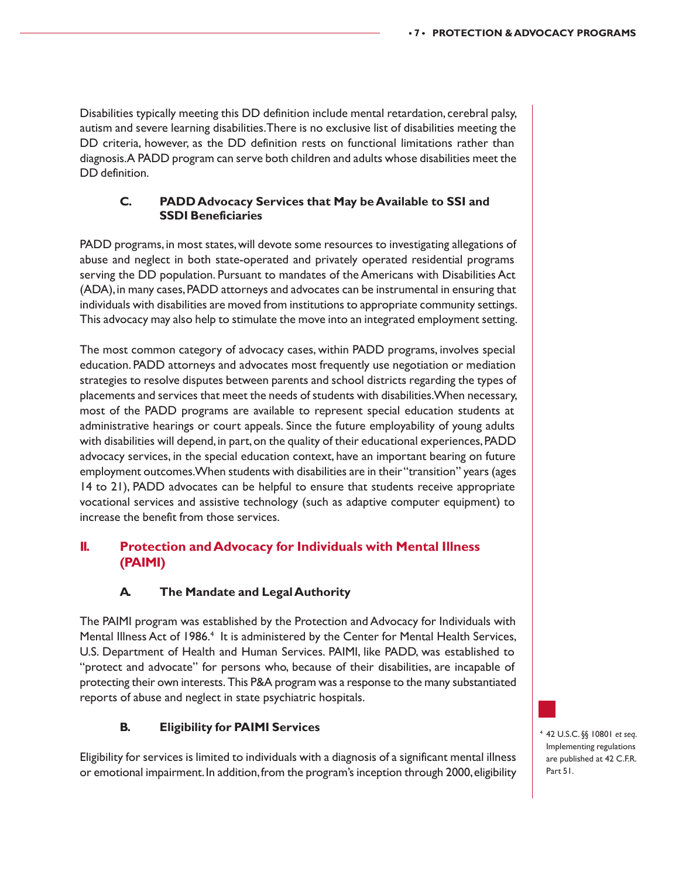Disabilities typically meeting this DD definition include mental retardation, cerebral palsy, autism and severe learning disabilities. There is no exclusive list of disabilities meeting the DD criteria, however, as the DD definition rests on functional limitations rather than diagnosis. A PADD program can serve both children and adults whose disabilities meet the DD definition.

### C. PADD Advocacy Services that May be Available to SSI and SSDI Beneficiaries

PADD programs, in most states, will devote some resources to investigating allegations of abuse and neglect in both state-operated and privately operated residential programs serving the DD population. Pursuant to mandates of the Americans with Disabilities Act (ADA), in many cases, PADD attorneys and advocates can be instrumental in ensuring that individuals with disabilities are moved from institutions to appropriate community settings. This advocacy may also help to stimulate the move into an integrated employment setting.

The most common category of advocacy cases, within PADD programs, involves special education. PADD attorneys and advocates most frequently use negotiation or mediation strategies to resolve disputes between parents and school districts regarding the types of placements and services that meet the needs of students with disabilities. When necessary, most of the PADD programs are available to represent special education students at administrative hearings or court appeals. Since the future employability of young adults with disabilities will depend, in part, on the quality of their educational experiences, PADD advocacy services, in the special education context, have an important bearing on future employment outcomes. When students with disabilities are in their "transition" years (ages 14 to 21), PADD advocates can be helpful to ensure that students receive appropriate vocational services and assistive technology (such as adaptive computer equipment) to increase the benefit from those services.

## II. Protection and Advocacy for Individuals with Mental Illness (PAIMI)

### A. The Mandate and Legal Authority

The PAIMI program was established by the Protection and Advocacy for Individuals with Mental Illness Act of 1986.[4] It is administered by the Center for Mental Health Services, U.S. Department of Health and Human Services. PAIMI, like PADD, was established to "protect and advocate" for persons who, because of their disabilities, are incapable of protecting their own interests. This P&A program was a response to the many substantiated reports of abuse and neglect in state psychiatric hospitals.

### B. Eligibility for PAIMI Services

Eligibility for services is limited to individuals with a diagnosis of a significant mental illness or emotional impairment. In addition, from the program's inception through 2000, eligibility

[4] 42 U.S.C. §§ 10801 *et seq*. Implementing regulations are published at 42 C.F.R. Part 51.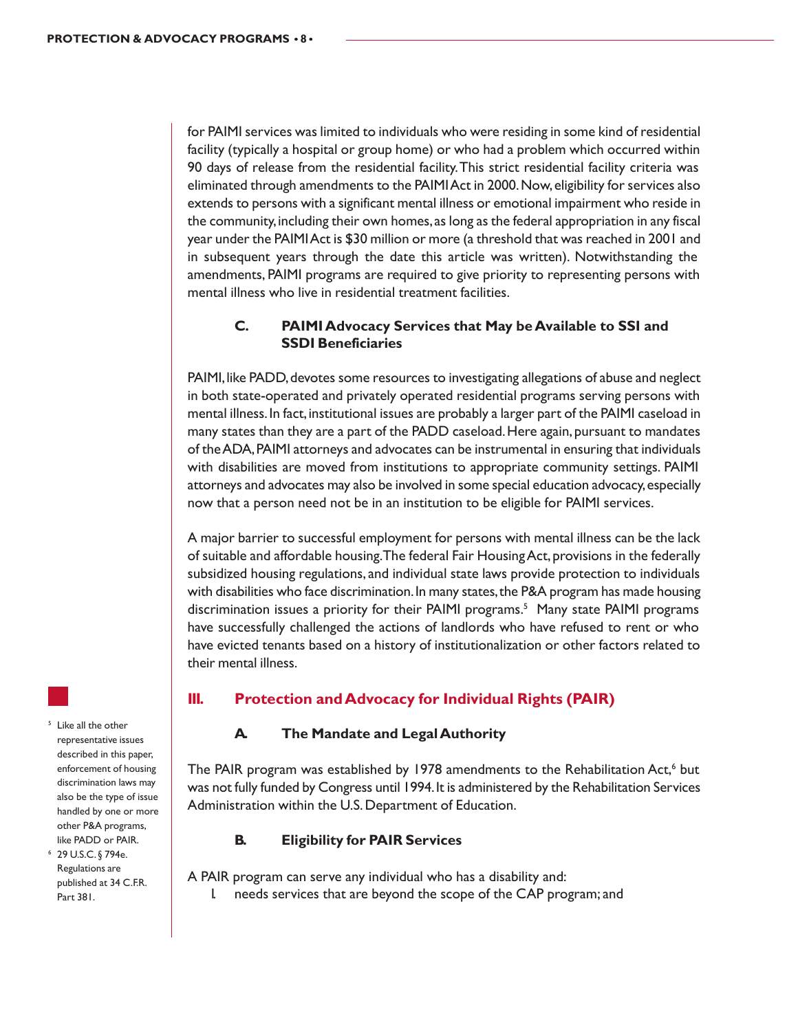for PAIMI services was limited to individuals who were residing in some kind of residential facility (typically a hospital or group home) or who had a problem which occurred within 90 days of release from the residential facility. This strict residential facility criteria was eliminated through amendments to the PAIMI Act in 2000. Now, eligibility for services also extends to persons with a significant mental illness or emotional impairment who reside in the community, including their own homes, as long as the federal appropriation in any fiscal year under the PAIMI Act is $30 million or more (a threshold that was reached in 2001 and in subsequent years through the date this article was written). Notwithstanding the amendments, PAIMI programs are required to give priority to representing persons with mental illness who live in residential treatment facilities.

### C. PAIMI Advocacy Services that May be Available to SSI and SSDI Beneficiaries

PAIMI, like PADD, devotes some resources to investigating allegations of abuse and neglect in both state-operated and privately operated residential programs serving persons with mental illness. In fact, institutional issues are probably a larger part of the PAIMI caseload in many states than they are a part of the PADD caseload. Here again, pursuant to mandates of the ADA, PAIMI attorneys and advocates can be instrumental in ensuring that individuals with disabilities are moved from institutions to appropriate community settings. PAIMI attorneys and advocates may also be involved in some special education advocacy, especially now that a person need not be in an institution to be eligible for PAIMI services.

A major barrier to successful employment for persons with mental illness can be the lack of suitable and affordable housing. The federal Fair Housing Act, provisions in the federally subsidized housing regulations, and individual state laws provide protection to individuals with disabilities who face discrimination. In many states, the P&A program has made housing discrimination issues a priority for their PAIMI programs.[5] Many state PAIMI programs have successfully challenged the actions of landlords who have refused to rent or who have evicted tenants based on a history of institutionalization or other factors related to their mental illness.

## III. Protection and Advocacy for Individual Rights (PAIR)

### A. The Mandate and Legal Authority

The PAIR program was established by 1978 amendments to the Rehabilitation Act,[6] but was not fully funded by Congress until 1994. It is administered by the Rehabilitation Services Administration within the U.S. Department of Education.

### B. Eligibility for PAIR Services

A PAIR program can serve any individual who has a disability and:

1. needs services that are beyond the scope of the CAP program; and

---

[5] Like all the other representative issues described in this paper, enforcement of housing discrimination laws may also be the type of issue handled by one or more other P&A programs, like PADD or PAIR.

[6] 29 U.S.C. § 794e. Regulations are published at 34 C.F.R. Part 381.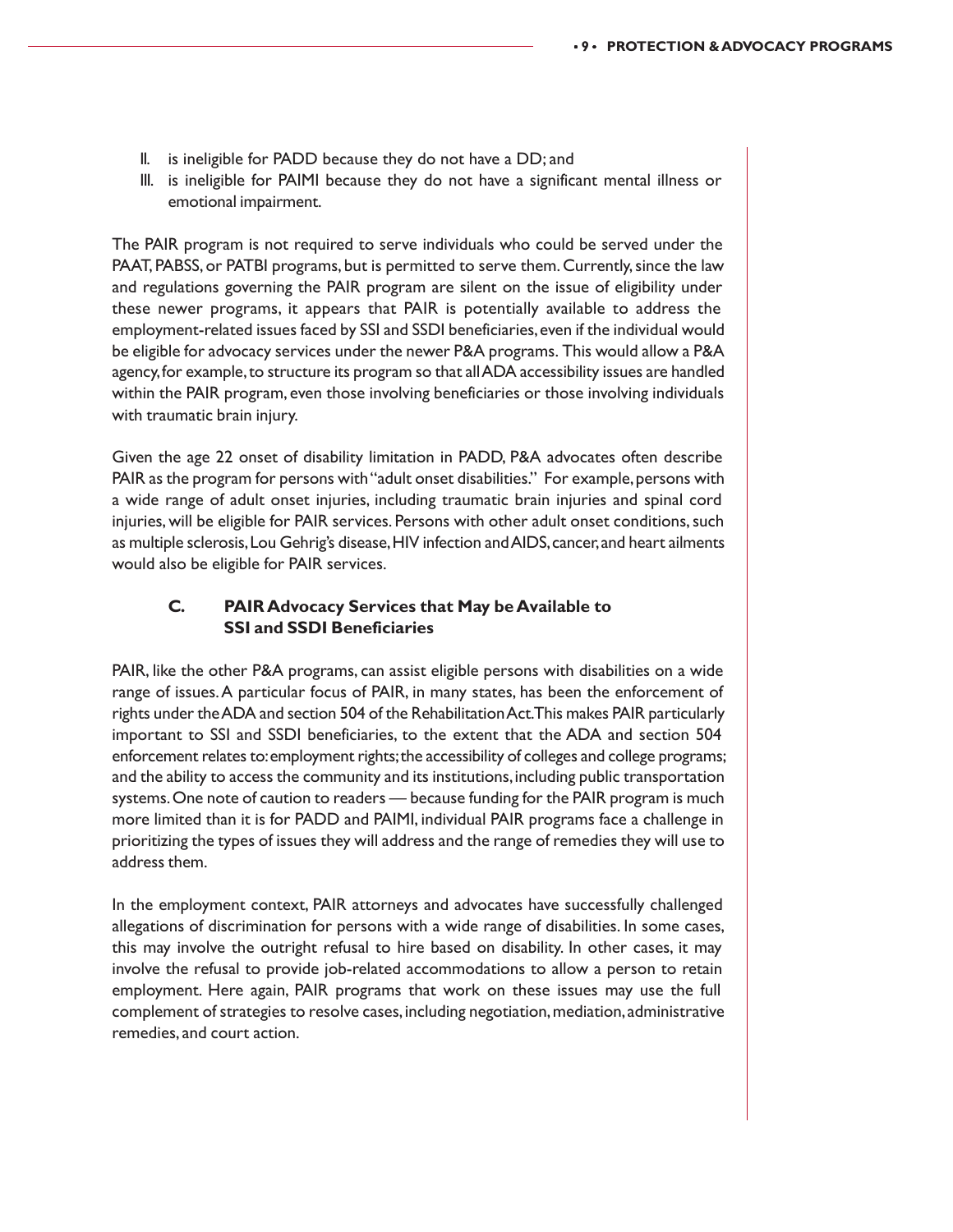II. is ineligible for PADD because they do not have a DD; and
III. is ineligible for PAIMI because they do not have a significant mental illness or emotional impairment.

The PAIR program is not required to serve individuals who could be served under the PAAT, PABSS, or PATBI programs, but is permitted to serve them. Currently, since the law and regulations governing the PAIR program are silent on the issue of eligibility under these newer programs, it appears that PAIR is potentially available to address the employment-related issues faced by SSI and SSDI beneficiaries, even if the individual would be eligible for advocacy services under the newer P&A programs. This would allow a P&A agency, for example, to structure its program so that all ADA accessibility issues are handled within the PAIR program, even those involving beneficiaries or those involving individuals with traumatic brain injury.

Given the age 22 onset of disability limitation in PADD, P&A advocates often describe PAIR as the program for persons with "adult onset disabilities." For example, persons with a wide range of adult onset injuries, including traumatic brain injuries and spinal cord injuries, will be eligible for PAIR services. Persons with other adult onset conditions, such as multiple sclerosis, Lou Gehrig's disease, HIV infection and AIDS, cancer, and heart ailments would also be eligible for PAIR services.

### C. PAIR Advocacy Services that May be Available to SSI and SSDI Beneficiaries

PAIR, like the other P&A programs, can assist eligible persons with disabilities on a wide range of issues. A particular focus of PAIR, in many states, has been the enforcement of rights under the ADA and section 504 of the Rehabilitation Act. This makes PAIR particularly important to SSI and SSDI beneficiaries, to the extent that the ADA and section 504 enforcement relates to: employment rights; the accessibility of colleges and college programs; and the ability to access the community and its institutions, including public transportation systems. One note of caution to readers — because funding for the PAIR program is much more limited than it is for PADD and PAIMI, individual PAIR programs face a challenge in prioritizing the types of issues they will address and the range of remedies they will use to address them.

In the employment context, PAIR attorneys and advocates have successfully challenged allegations of discrimination for persons with a wide range of disabilities. In some cases, this may involve the outright refusal to hire based on disability. In other cases, it may involve the refusal to provide job-related accommodations to allow a person to retain employment. Here again, PAIR programs that work on these issues may use the full complement of strategies to resolve cases, including negotiation, mediation, administrative remedies, and court action.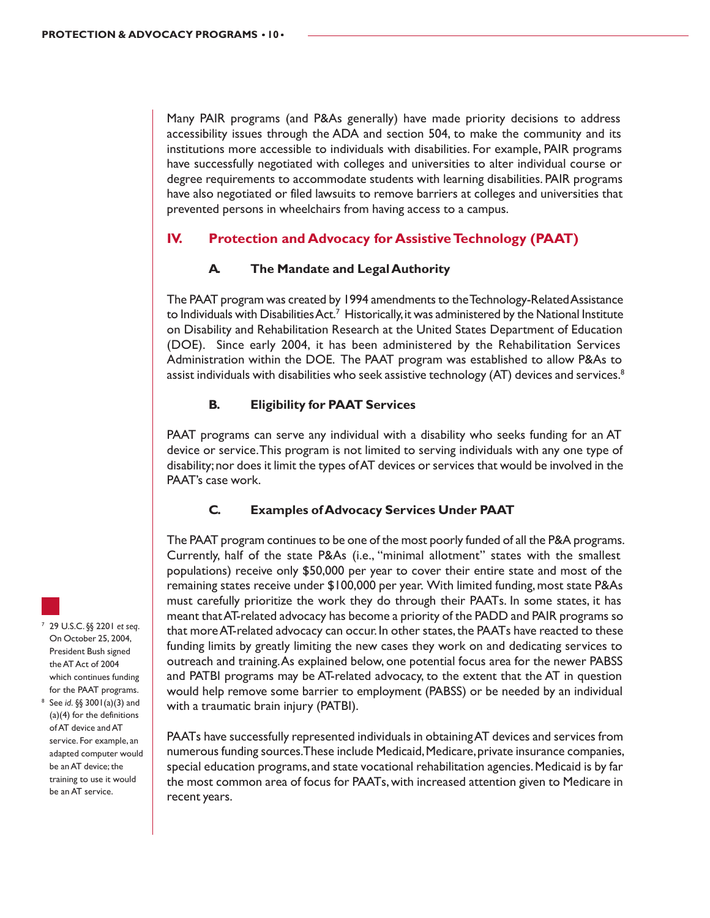Many PAIR programs (and P&As generally) have made priority decisions to address accessibility issues through the ADA and section 504, to make the community and its institutions more accessible to individuals with disabilities. For example, PAIR programs have successfully negotiated with colleges and universities to alter individual course or degree requirements to accommodate students with learning disabilities. PAIR programs have also negotiated or filed lawsuits to remove barriers at colleges and universities that prevented persons in wheelchairs from having access to a campus.

## IV. Protection and Advocacy for Assistive Technology (PAAT)

### A. The Mandate and Legal Authority

The PAAT program was created by 1994 amendments to the Technology-Related Assistance to Individuals with Disabilities Act.[7] Historically, it was administered by the National Institute on Disability and Rehabilitation Research at the United States Department of Education (DOE). Since early 2004, it has been administered by the Rehabilitation Services Administration within the DOE. The PAAT program was established to allow P&As to assist individuals with disabilities who seek assistive technology (AT) devices and services.[8]

### B. Eligibility for PAAT Services

PAAT programs can serve any individual with a disability who seeks funding for an AT device or service. This program is not limited to serving individuals with any one type of disability; nor does it limit the types of AT devices or services that would be involved in the PAAT's case work.

### C. Examples of Advocacy Services Under PAAT

The PAAT program continues to be one of the most poorly funded of all the P&A programs. Currently, half of the state P&As (i.e., "minimal allotment" states with the smallest populations) receive only $50,000 per year to cover their entire state and most of the remaining states receive under $100,000 per year. With limited funding, most state P&As must carefully prioritize the work they do through their PAATs. In some states, it has meant that AT-related advocacy has become a priority of the PADD and PAIR programs so that more AT-related advocacy can occur. In other states, the PAATs have reacted to these funding limits by greatly limiting the new cases they work on and dedicating services to outreach and training. As explained below, one potential focus area for the newer PABSS and PATBI programs may be AT-related advocacy, to the extent that the AT in question would help remove some barrier to employment (PABSS) or be needed by an individual with a traumatic brain injury (PATBI).

PAATs have successfully represented individuals in obtaining AT devices and services from numerous funding sources. These include Medicaid, Medicare, private insurance companies, special education programs, and state vocational rehabilitation agencies. Medicaid is by far the most common area of focus for PAATs, with increased attention given to Medicare in recent years.

---

[7] 29 U.S.C. §§ 2201 *et seq.* On October 25, 2004, President Bush signed the AT Act of 2004 which continues funding for the PAAT programs.

[8] See *id.* §§ 3001(a)(3) and (a)(4) for the definitions of AT device and AT service. For example, an adapted computer would be an AT device; the training to use it would be an AT service.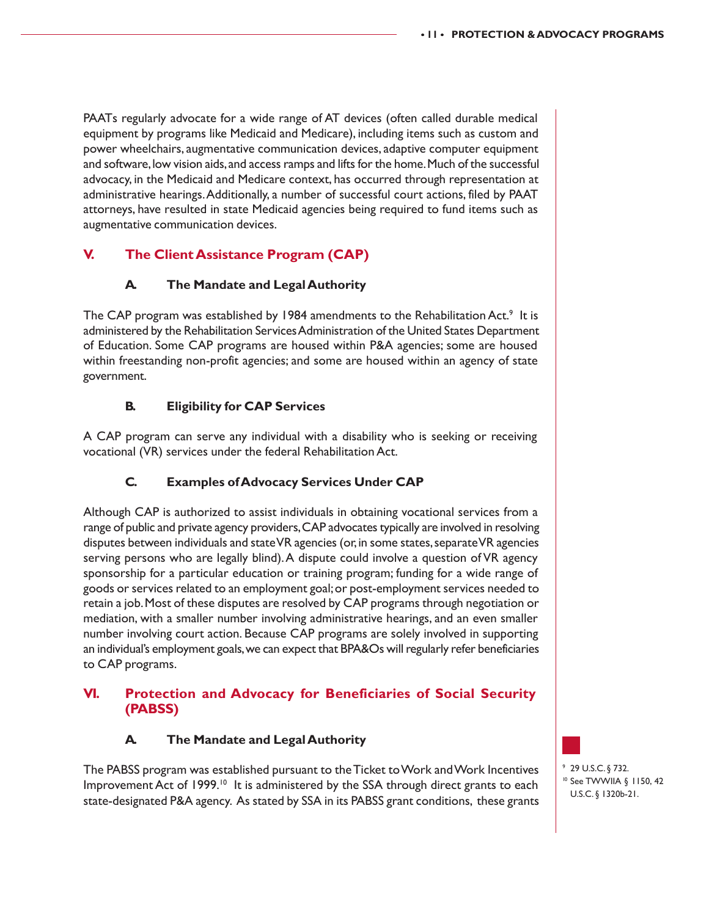PAATs regularly advocate for a wide range of AT devices (often called durable medical equipment by programs like Medicaid and Medicare), including items such as custom and power wheelchairs, augmentative communication devices, adaptive computer equipment and software, low vision aids, and access ramps and lifts for the home. Much of the successful advocacy, in the Medicaid and Medicare context, has occurred through representation at administrative hearings. Additionally, a number of successful court actions, filed by PAAT attorneys, have resulted in state Medicaid agencies being required to fund items such as augmentative communication devices.

## V. The Client Assistance Program (CAP)

### A. The Mandate and Legal Authority

The CAP program was established by 1984 amendments to the Rehabilitation Act.[9] It is administered by the Rehabilitation Services Administration of the United States Department of Education. Some CAP programs are housed within P&A agencies; some are housed within freestanding non-profit agencies; and some are housed within an agency of state government.

### B. Eligibility for CAP Services

A CAP program can serve any individual with a disability who is seeking or receiving vocational (VR) services under the federal Rehabilitation Act.

### C. Examples of Advocacy Services Under CAP

Although CAP is authorized to assist individuals in obtaining vocational services from a range of public and private agency providers, CAP advocates typically are involved in resolving disputes between individuals and state VR agencies (or, in some states, separate VR agencies serving persons who are legally blind). A dispute could involve a question of VR agency sponsorship for a particular education or training program; funding for a wide range of goods or services related to an employment goal; or post-employment services needed to retain a job. Most of these disputes are resolved by CAP programs through negotiation or mediation, with a smaller number involving administrative hearings, and an even smaller number involving court action. Because CAP programs are solely involved in supporting an individual's employment goals, we can expect that BPA&Os will regularly refer beneficiaries to CAP programs.

## VI. Protection and Advocacy for Beneficiaries of Social Security (PABSS)

### A. The Mandate and Legal Authority

The PABSS program was established pursuant to the Ticket to Work and Work Incentives Improvement Act of 1999.[10] It is administered by the SSA through direct grants to each state-designated P&A agency. As stated by SSA in its PABSS grant conditions, these grants

---

[9] 29 U.S.C. § 732.

[10] See TWWIIA § 1150, 42 U.S.C. § 1320b-21.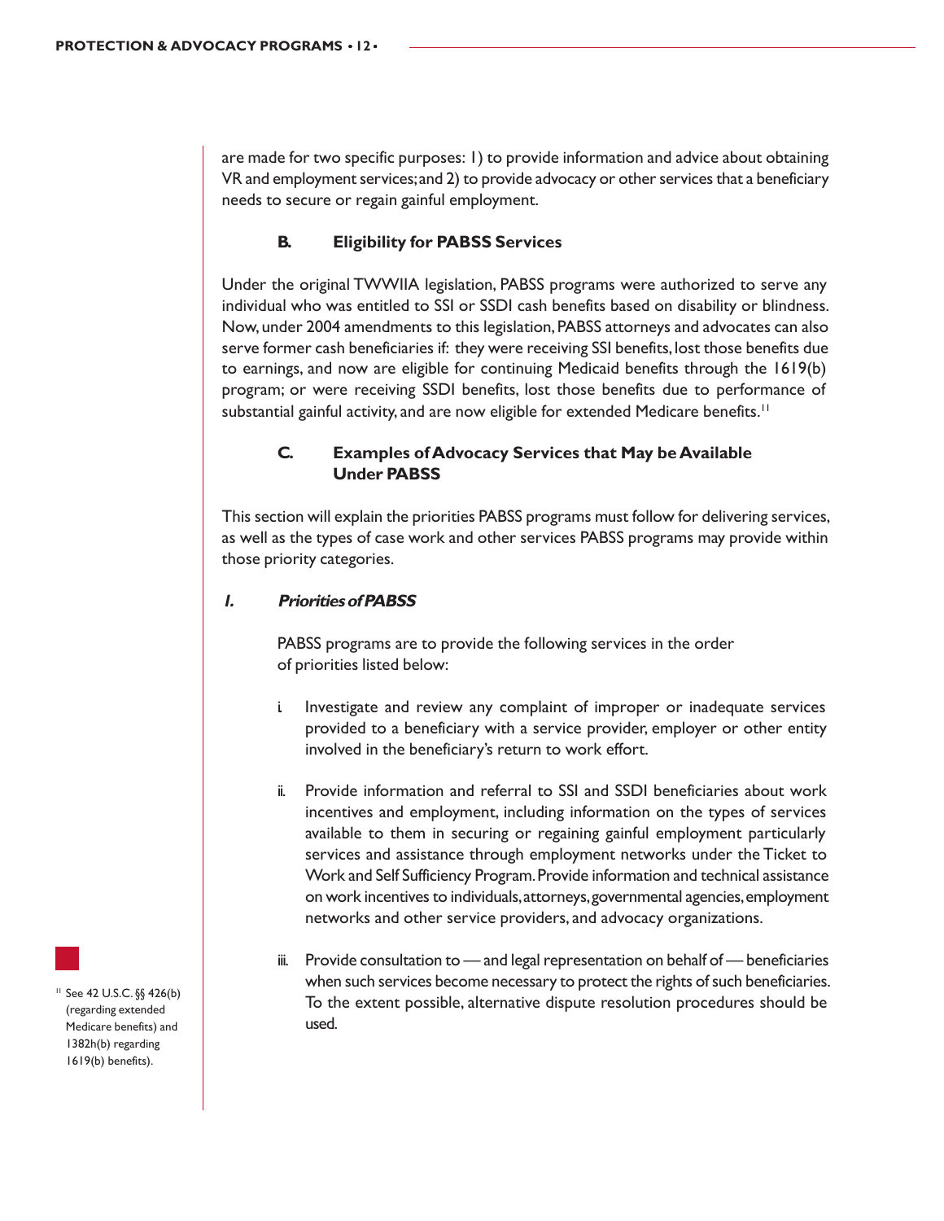are made for two specific purposes: 1) to provide information and advice about obtaining VR and employment services; and 2) to provide advocacy or other services that a beneficiary needs to secure or regain gainful employment.

### B. Eligibility for PABSS Services

Under the original TWWIIA legislation, PABSS programs were authorized to serve any individual who was entitled to SSI or SSDI cash benefits based on disability or blindness. Now, under 2004 amendments to this legislation, PABSS attorneys and advocates can also serve former cash beneficiaries if: they were receiving SSI benefits, lost those benefits due to earnings, and now are eligible for continuing Medicaid benefits through the 1619(b) program; or were receiving SSDI benefits, lost those benefits due to performance of substantial gainful activity, and are now eligible for extended Medicare benefits.[11]

### C. Examples of Advocacy Services that May be Available Under PABSS

This section will explain the priorities PABSS programs must follow for delivering services, as well as the types of case work and other services PABSS programs may provide within those priority categories.

#### *1. Priorities of PABSS*

PABSS programs are to provide the following services in the order of priorities listed below:

i. Investigate and review any complaint of improper or inadequate services provided to a beneficiary with a service provider, employer or other entity involved in the beneficiary's return to work effort.

ii. Provide information and referral to SSI and SSDI beneficiaries about work incentives and employment, including information on the types of services available to them in securing or regaining gainful employment particularly services and assistance through employment networks under the Ticket to Work and Self Sufficiency Program. Provide information and technical assistance on work incentives to individuals, attorneys, governmental agencies, employment networks and other service providers, and advocacy organizations.

iii. Provide consultation to — and legal representation on behalf of — beneficiaries when such services become necessary to protect the rights of such beneficiaries. To the extent possible, alternative dispute resolution procedures should be used.

[11] See 42 U.S.C. §§ 426(b) (regarding extended Medicare benefits) and 1382h(b) regarding 1619(b) benefits).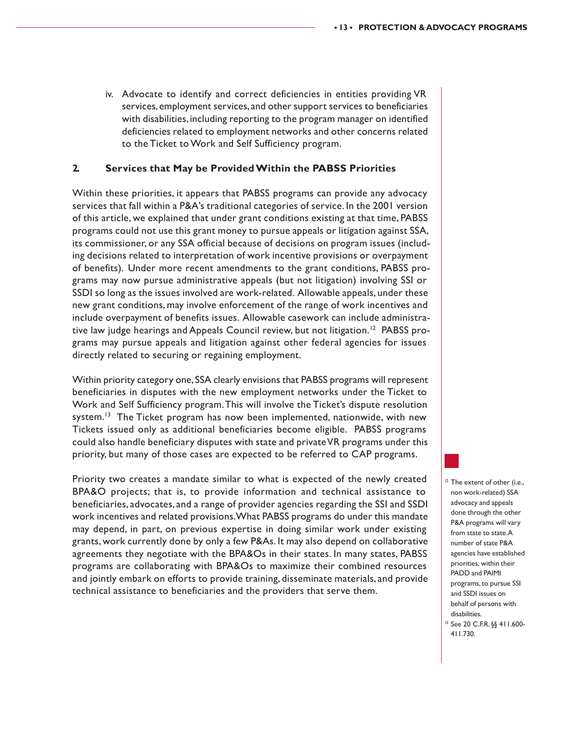iv. Advocate to identify and correct deficiencies in entities providing VR services, employment services, and other support services to beneficiaries with disabilities, including reporting to the program manager on identified deficiencies related to employment networks and other concerns related to the Ticket to Work and Self Sufficiency program.

### 2. Services that May be Provided Within the PABSS Priorities

Within these priorities, it appears that PABSS programs can provide any advocacy services that fall within a P&A's traditional categories of service. In the 2001 version of this article, we explained that under grant conditions existing at that time, PABSS programs could not use this grant money to pursue appeals or litigation against SSA, its commissioner, or any SSA official because of decisions on program issues (including decisions related to interpretation of work incentive provisions or overpayment of benefits). Under more recent amendments to the grant conditions, PABSS programs may now pursue administrative appeals (but not litigation) involving SSI or SSDI so long as the issues involved are work-related. Allowable appeals, under these new grant conditions, may involve enforcement of the range of work incentives and include overpayment of benefits issues. Allowable casework can include administrative law judge hearings and Appeals Council review, but not litigation.[12] PABSS programs may pursue appeals and litigation against other federal agencies for issues directly related to securing or regaining employment.

Within priority category one, SSA clearly envisions that PABSS programs will represent beneficiaries in disputes with the new employment networks under the Ticket to Work and Self Sufficiency program. This will involve the Ticket's dispute resolution system.[13] The Ticket program has now been implemented, nationwide, with new Tickets issued only as additional beneficiaries become eligible. PABSS programs could also handle beneficiary disputes with state and private VR programs under this priority, but many of those cases are expected to be referred to CAP programs.

Priority two creates a mandate similar to what is expected of the newly created BPA&O projects; that is, to provide information and technical assistance to beneficiaries, advocates, and a range of provider agencies regarding the SSI and SSDI work incentives and related provisions. What PABSS programs do under this mandate may depend, in part, on previous expertise in doing similar work under existing grants, work currently done by only a few P&As. It may also depend on collaborative agreements they negotiate with the BPA&Os in their states. In many states, PABSS programs are collaborating with BPA&Os to maximize their combined resources and jointly embark on efforts to provide training, disseminate materials, and provide technical assistance to beneficiaries and the providers that serve them.

[12] The extent of other (i.e., non work-related) SSA advocacy and appeals done through the other P&A programs will vary from state to state. A number of state P&A agencies have established priorities, within their PADD and PAIMI programs, to pursue SSI and SSDI issues on behalf of persons with disabilities.

[13] See 20 C.F.R. §§ 411.600-411.730.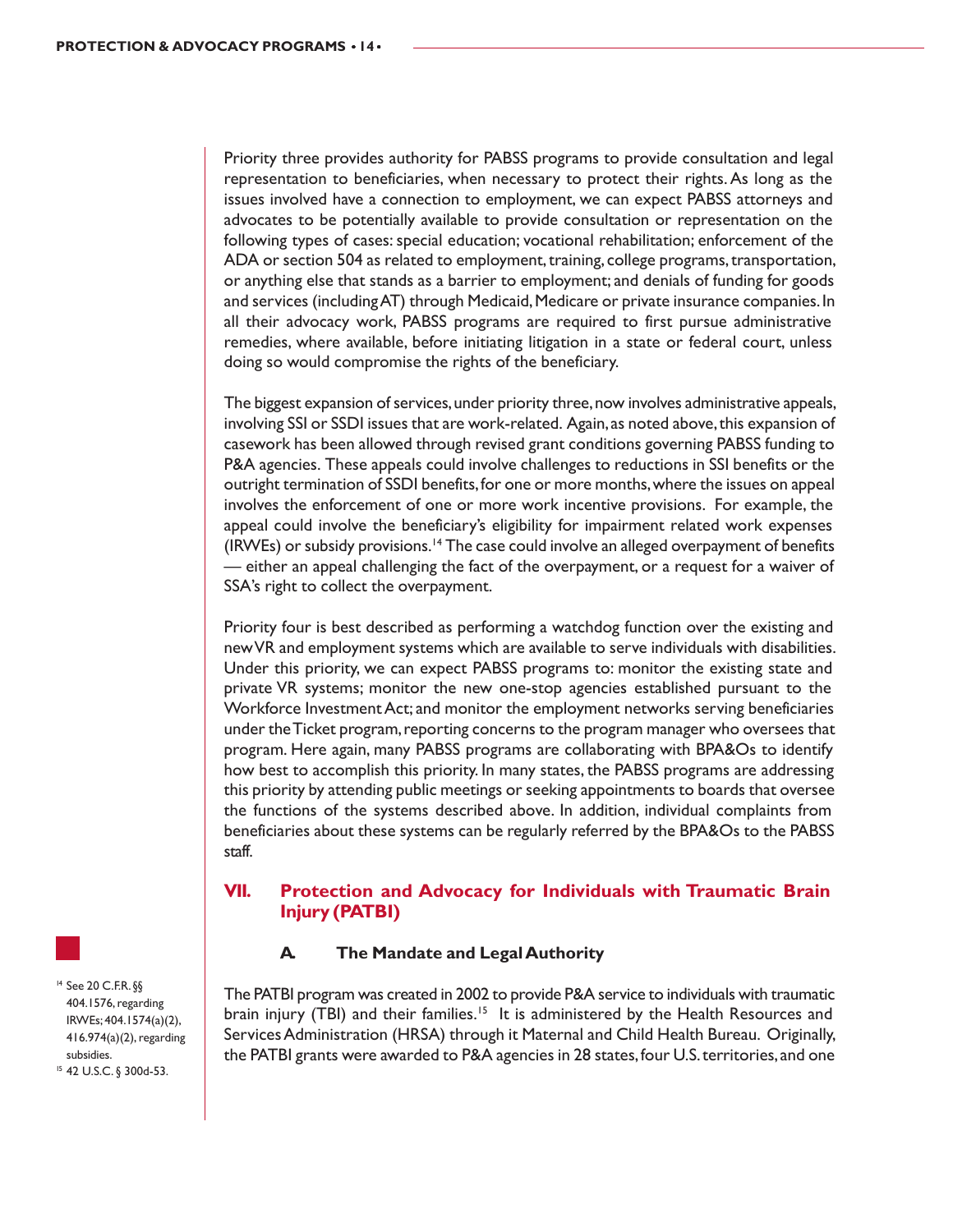Priority three provides authority for PABSS programs to provide consultation and legal representation to beneficiaries, when necessary to protect their rights. As long as the issues involved have a connection to employment, we can expect PABSS attorneys and advocates to be potentially available to provide consultation or representation on the following types of cases: special education; vocational rehabilitation; enforcement of the ADA or section 504 as related to employment, training, college programs, transportation, or anything else that stands as a barrier to employment; and denials of funding for goods and services (including AT) through Medicaid, Medicare or private insurance companies. In all their advocacy work, PABSS programs are required to first pursue administrative remedies, where available, before initiating litigation in a state or federal court, unless doing so would compromise the rights of the beneficiary.

The biggest expansion of services, under priority three, now involves administrative appeals, involving SSI or SSDI issues that are work-related. Again, as noted above, this expansion of casework has been allowed through revised grant conditions governing PABSS funding to P&A agencies. These appeals could involve challenges to reductions in SSI benefits or the outright termination of SSDI benefits, for one or more months, where the issues on appeal involves the enforcement of one or more work incentive provisions. For example, the appeal could involve the beneficiary's eligibility for impairment related work expenses (IRWEs) or subsidy provisions.[14] The case could involve an alleged overpayment of benefits — either an appeal challenging the fact of the overpayment, or a request for a waiver of SSA's right to collect the overpayment.

Priority four is best described as performing a watchdog function over the existing and new VR and employment systems which are available to serve individuals with disabilities. Under this priority, we can expect PABSS programs to: monitor the existing state and private VR systems; monitor the new one-stop agencies established pursuant to the Workforce Investment Act; and monitor the employment networks serving beneficiaries under the Ticket program, reporting concerns to the program manager who oversees that program. Here again, many PABSS programs are collaborating with BPA&Os to identify how best to accomplish this priority. In many states, the PABSS programs are addressing this priority by attending public meetings or seeking appointments to boards that oversee the functions of the systems described above. In addition, individual complaints from beneficiaries about these systems can be regularly referred by the BPA&Os to the PABSS staff.

## VII. Protection and Advocacy for Individuals with Traumatic Brain Injury (PATBI)

### A. The Mandate and Legal Authority

The PATBI program was created in 2002 to provide P&A service to individuals with traumatic brain injury (TBI) and their families.[15] It is administered by the Health Resources and Services Administration (HRSA) through it Maternal and Child Health Bureau. Originally, the PATBI grants were awarded to P&A agencies in 28 states, four U.S. territories, and one

---

[14] See 20 C.F.R. §§ 404.1576, regarding IRWEs; 404.1574(a)(2), 416.974(a)(2), regarding subsidies.

[15] 42 U.S.C. § 300d-53.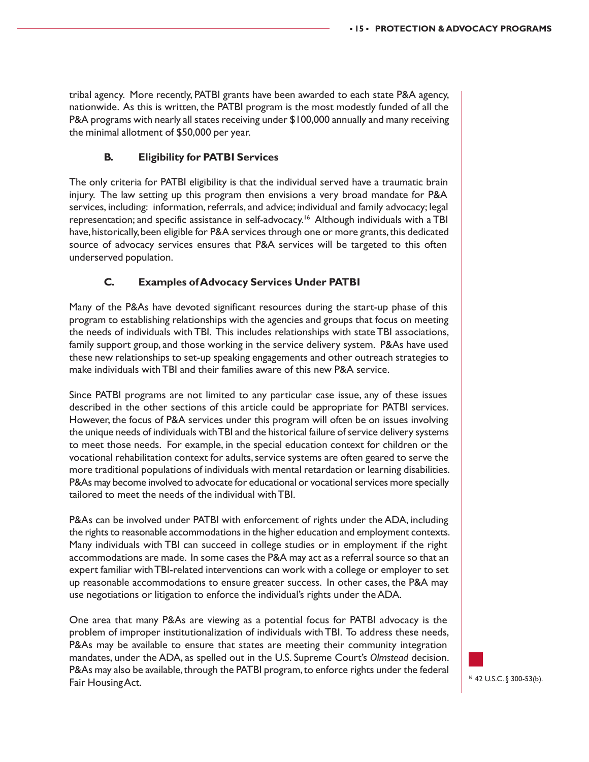tribal agency. More recently, PATBI grants have been awarded to each state P&A agency, nationwide. As this is written, the PATBI program is the most modestly funded of all the P&A programs with nearly all states receiving under $100,000 annually and many receiving the minimal allotment of $50,000 per year.

### B. Eligibility for PATBI Services

The only criteria for PATBI eligibility is that the individual served have a traumatic brain injury. The law setting up this program then envisions a very broad mandate for P&A services, including: information, referrals, and advice; individual and family advocacy; legal representation; and specific assistance in self-advocacy.[16] Although individuals with a TBI have, historically, been eligible for P&A services through one or more grants, this dedicated source of advocacy services ensures that P&A services will be targeted to this often underserved population.

### C. Examples of Advocacy Services Under PATBI

Many of the P&As have devoted significant resources during the start-up phase of this program to establishing relationships with the agencies and groups that focus on meeting the needs of individuals with TBI. This includes relationships with state TBI associations, family support group, and those working in the service delivery system. P&As have used these new relationships to set-up speaking engagements and other outreach strategies to make individuals with TBI and their families aware of this new P&A service.

Since PATBI programs are not limited to any particular case issue, any of these issues described in the other sections of this article could be appropriate for PATBI services. However, the focus of P&A services under this program will often be on issues involving the unique needs of individuals with TBI and the historical failure of service delivery systems to meet those needs. For example, in the special education context for children or the vocational rehabilitation context for adults, service systems are often geared to serve the more traditional populations of individuals with mental retardation or learning disabilities. P&As may become involved to advocate for educational or vocational services more specially tailored to meet the needs of the individual with TBI.

P&As can be involved under PATBI with enforcement of rights under the ADA, including the rights to reasonable accommodations in the higher education and employment contexts. Many individuals with TBI can succeed in college studies or in employment if the right accommodations are made. In some cases the P&A may act as a referral source so that an expert familiar with TBI-related interventions can work with a college or employer to set up reasonable accommodations to ensure greater success. In other cases, the P&A may use negotiations or litigation to enforce the individual's rights under the ADA.

One area that many P&As are viewing as a potential focus for PATBI advocacy is the problem of improper institutionalization of individuals with TBI. To address these needs, P&As may be available to ensure that states are meeting their community integration mandates, under the ADA, as spelled out in the U.S. Supreme Court's *Olmstead* decision. P&As may also be available, through the PATBI program, to enforce rights under the federal Fair Housing Act.

[16] 42 U.S.C. § 300-53(b).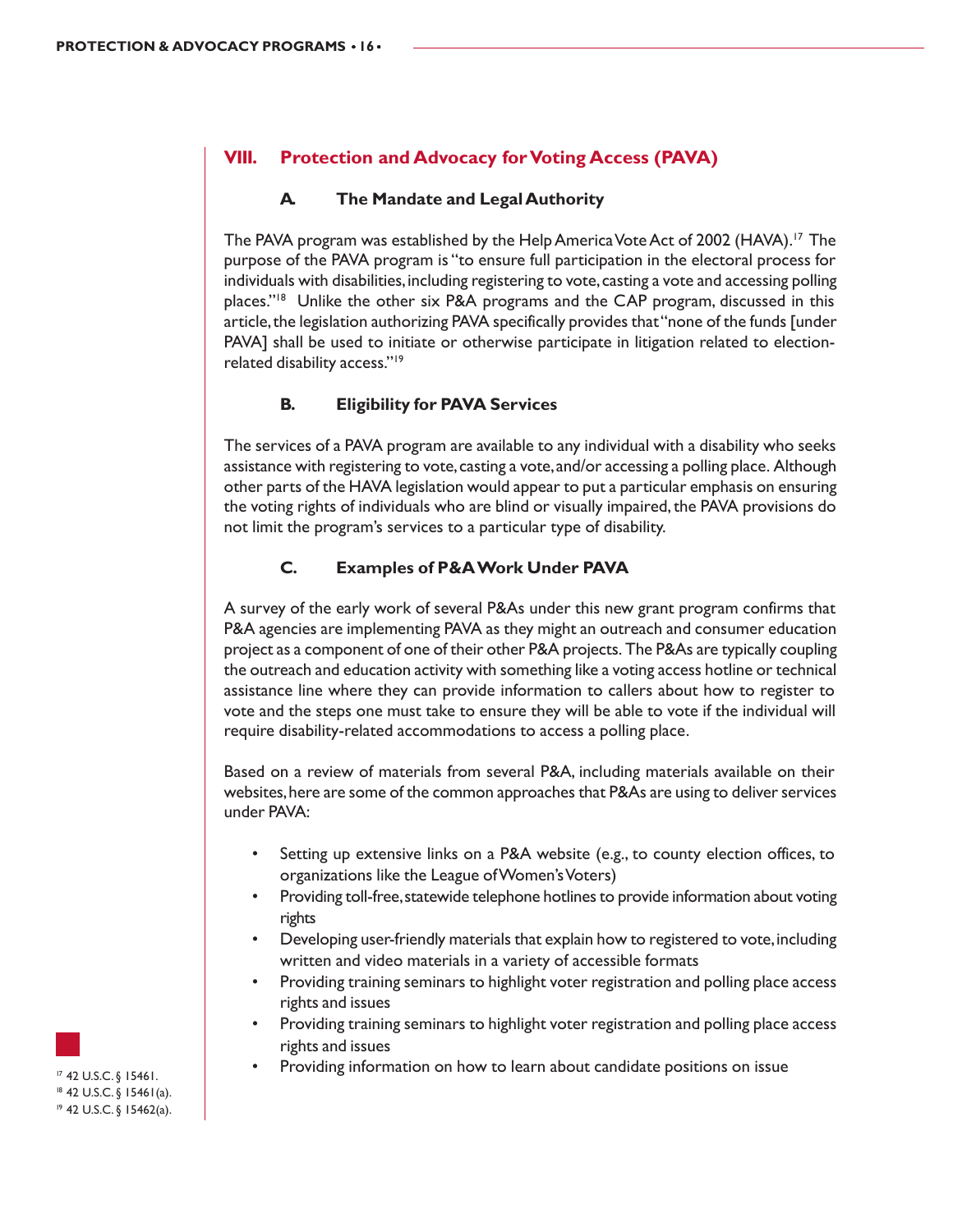## VIII. Protection and Advocacy for Voting Access (PAVA)

### A. The Mandate and Legal Authority

The PAVA program was established by the Help America Vote Act of 2002 (HAVA).[17] The purpose of the PAVA program is "to ensure full participation in the electoral process for individuals with disabilities, including registering to vote, casting a vote and accessing polling places."[18] Unlike the other six P&A programs and the CAP program, discussed in this article, the legislation authorizing PAVA specifically provides that "none of the funds [under PAVA] shall be used to initiate or otherwise participate in litigation related to election-related disability access."[19]

### B. Eligibility for PAVA Services

The services of a PAVA program are available to any individual with a disability who seeks assistance with registering to vote, casting a vote, and/or accessing a polling place. Although other parts of the HAVA legislation would appear to put a particular emphasis on ensuring the voting rights of individuals who are blind or visually impaired, the PAVA provisions do not limit the program's services to a particular type of disability.

### C. Examples of P&A Work Under PAVA

A survey of the early work of several P&As under this new grant program confirms that P&A agencies are implementing PAVA as they might an outreach and consumer education project as a component of one of their other P&A projects. The P&As are typically coupling the outreach and education activity with something like a voting access hotline or technical assistance line where they can provide information to callers about how to register to vote and the steps one must take to ensure they will be able to vote if the individual will require disability-related accommodations to access a polling place.

Based on a review of materials from several P&A, including materials available on their websites, here are some of the common approaches that P&As are using to deliver services under PAVA:

- Setting up extensive links on a P&A website (e.g., to county election offices, to organizations like the League of Women's Voters)
- Providing toll-free, statewide telephone hotlines to provide information about voting rights
- Developing user-friendly materials that explain how to registered to vote, including written and video materials in a variety of accessible formats
- Providing training seminars to highlight voter registration and polling place access rights and issues
- Providing training seminars to highlight voter registration and polling place access rights and issues
- Providing information on how to learn about candidate positions on issue

[17] 42 U.S.C. § 15461.
[18] 42 U.S.C. § 15461(a).
[19] 42 U.S.C. § 15462(a).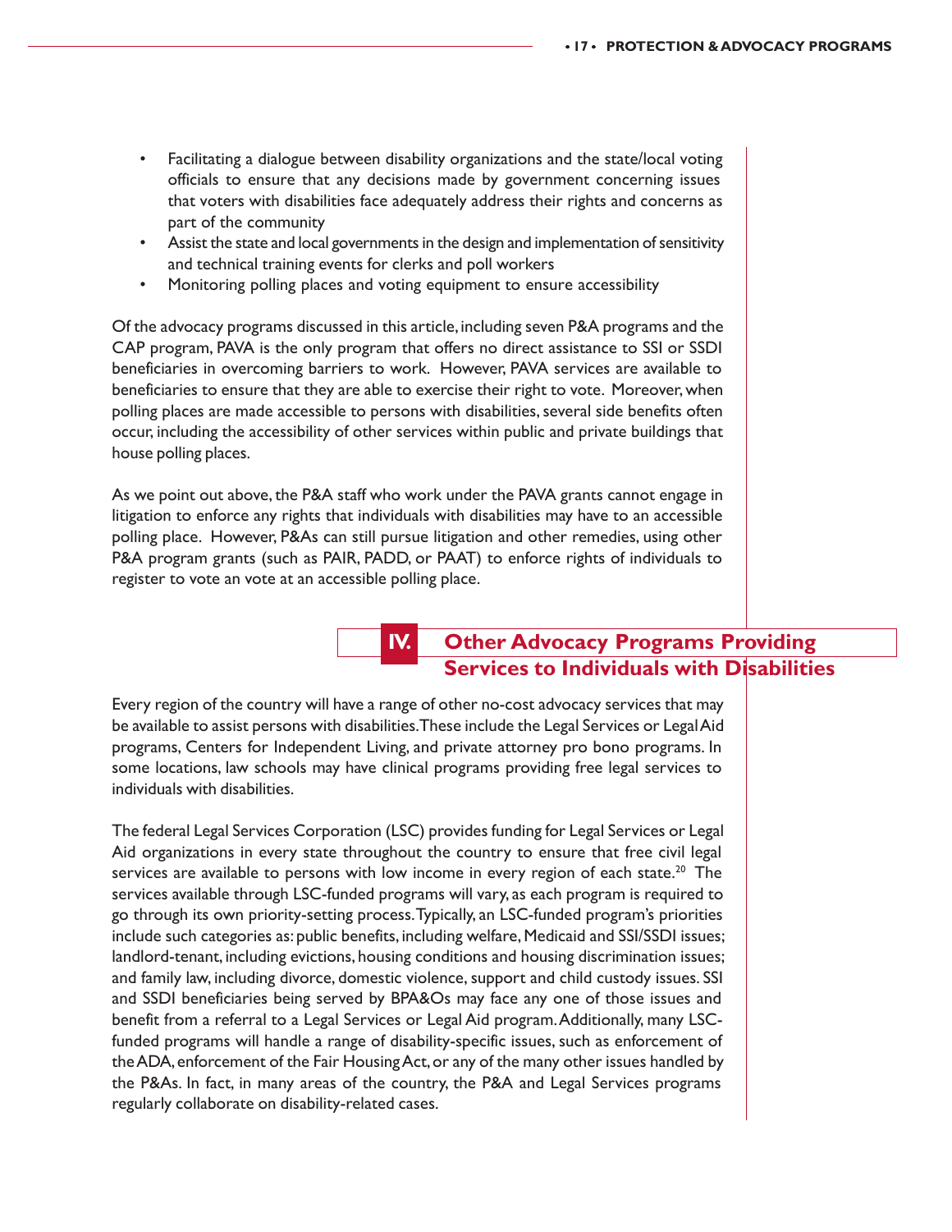- Facilitating a dialogue between disability organizations and the state/local voting officials to ensure that any decisions made by government concerning issues that voters with disabilities face adequately address their rights and concerns as part of the community
- Assist the state and local governments in the design and implementation of sensitivity and technical training events for clerks and poll workers
- Monitoring polling places and voting equipment to ensure accessibility

Of the advocacy programs discussed in this article, including seven P&A programs and the CAP program, PAVA is the only program that offers no direct assistance to SSI or SSDI beneficiaries in overcoming barriers to work. However, PAVA services are available to beneficiaries to ensure that they are able to exercise their right to vote. Moreover, when polling places are made accessible to persons with disabilities, several side benefits often occur, including the accessibility of other services within public and private buildings that house polling places.

As we point out above, the P&A staff who work under the PAVA grants cannot engage in litigation to enforce any rights that individuals with disabilities may have to an accessible polling place. However, P&As can still pursue litigation and other remedies, using other P&A program grants (such as PAIR, PADD, or PAAT) to enforce rights of individuals to register to vote an vote at an accessible polling place.

## IV. Other Advocacy Programs Providing Services to Individuals with Disabilities

Every region of the country will have a range of other no-cost advocacy services that may be available to assist persons with disabilities. These include the Legal Services or Legal Aid programs, Centers for Independent Living, and private attorney pro bono programs. In some locations, law schools may have clinical programs providing free legal services to individuals with disabilities.

The federal Legal Services Corporation (LSC) provides funding for Legal Services or Legal Aid organizations in every state throughout the country to ensure that free civil legal services are available to persons with low income in every region of each state.[20] The services available through LSC-funded programs will vary, as each program is required to go through its own priority-setting process. Typically, an LSC-funded program's priorities include such categories as: public benefits, including welfare, Medicaid and SSI/SSDI issues; landlord-tenant, including evictions, housing conditions and housing discrimination issues; and family law, including divorce, domestic violence, support and child custody issues. SSI and SSDI beneficiaries being served by BPA&Os may face any one of those issues and benefit from a referral to a Legal Services or Legal Aid program. Additionally, many LSC-funded programs will handle a range of disability-specific issues, such as enforcement of the ADA, enforcement of the Fair Housing Act, or any of the many other issues handled by the P&As. In fact, in many areas of the country, the P&A and Legal Services programs regularly collaborate on disability-related cases.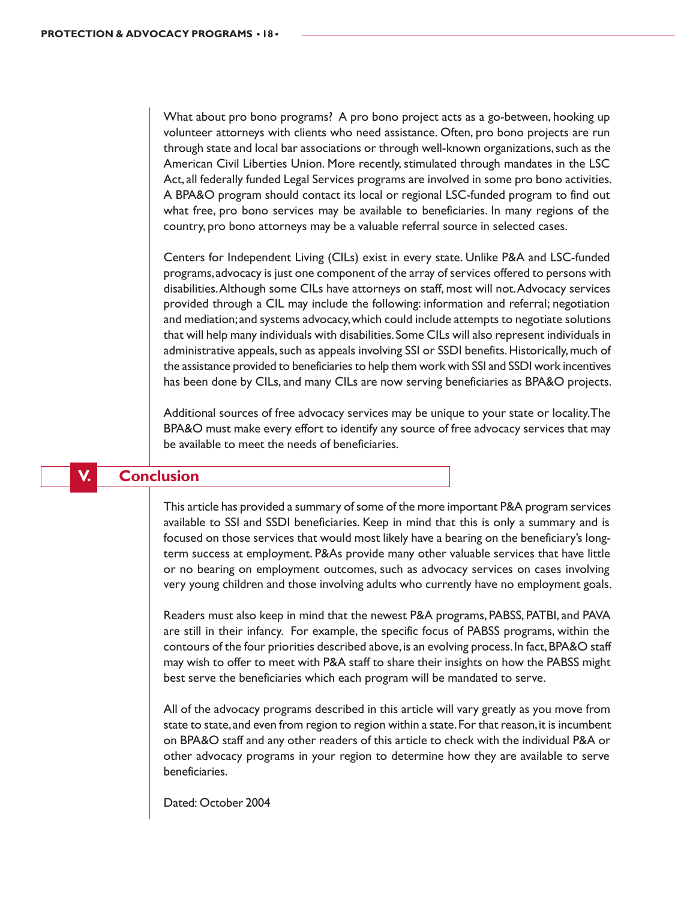What about pro bono programs? A pro bono project acts as a go-between, hooking up volunteer attorneys with clients who need assistance. Often, pro bono projects are run through state and local bar associations or through well-known organizations, such as the American Civil Liberties Union. More recently, stimulated through mandates in the LSC Act, all federally funded Legal Services programs are involved in some pro bono activities. A BPA&O program should contact its local or regional LSC-funded program to find out what free, pro bono services may be available to beneficiaries. In many regions of the country, pro bono attorneys may be a valuable referral source in selected cases.

Centers for Independent Living (CILs) exist in every state. Unlike P&A and LSC-funded programs, advocacy is just one component of the array of services offered to persons with disabilities. Although some CILs have attorneys on staff, most will not. Advocacy services provided through a CIL may include the following: information and referral; negotiation and mediation; and systems advocacy, which could include attempts to negotiate solutions that will help many individuals with disabilities. Some CILs will also represent individuals in administrative appeals, such as appeals involving SSI or SSDI benefits. Historically, much of the assistance provided to beneficiaries to help them work with SSI and SSDI work incentives has been done by CILs, and many CILs are now serving beneficiaries as BPA&O projects.

Additional sources of free advocacy services may be unique to your state or locality. The BPA&O must make every effort to identify any source of free advocacy services that may be available to meet the needs of beneficiaries.

## V. Conclusion

This article has provided a summary of some of the more important P&A program services available to SSI and SSDI beneficiaries. Keep in mind that this is only a summary and is focused on those services that would most likely have a bearing on the beneficiary's long-term success at employment. P&As provide many other valuable services that have little or no bearing on employment outcomes, such as advocacy services on cases involving very young children and those involving adults who currently have no employment goals.

Readers must also keep in mind that the newest P&A programs, PABSS, PATBI, and PAVA are still in their infancy. For example, the specific focus of PABSS programs, within the contours of the four priorities described above, is an evolving process. In fact, BPA&O staff may wish to offer to meet with P&A staff to share their insights on how the PABSS might best serve the beneficiaries which each program will be mandated to serve.

All of the advocacy programs described in this article will vary greatly as you move from state to state, and even from region to region within a state. For that reason, it is incumbent on BPA&O staff and any other readers of this article to check with the individual P&A or other advocacy programs in your region to determine how they are available to serve beneficiaries.

Dated: October 2004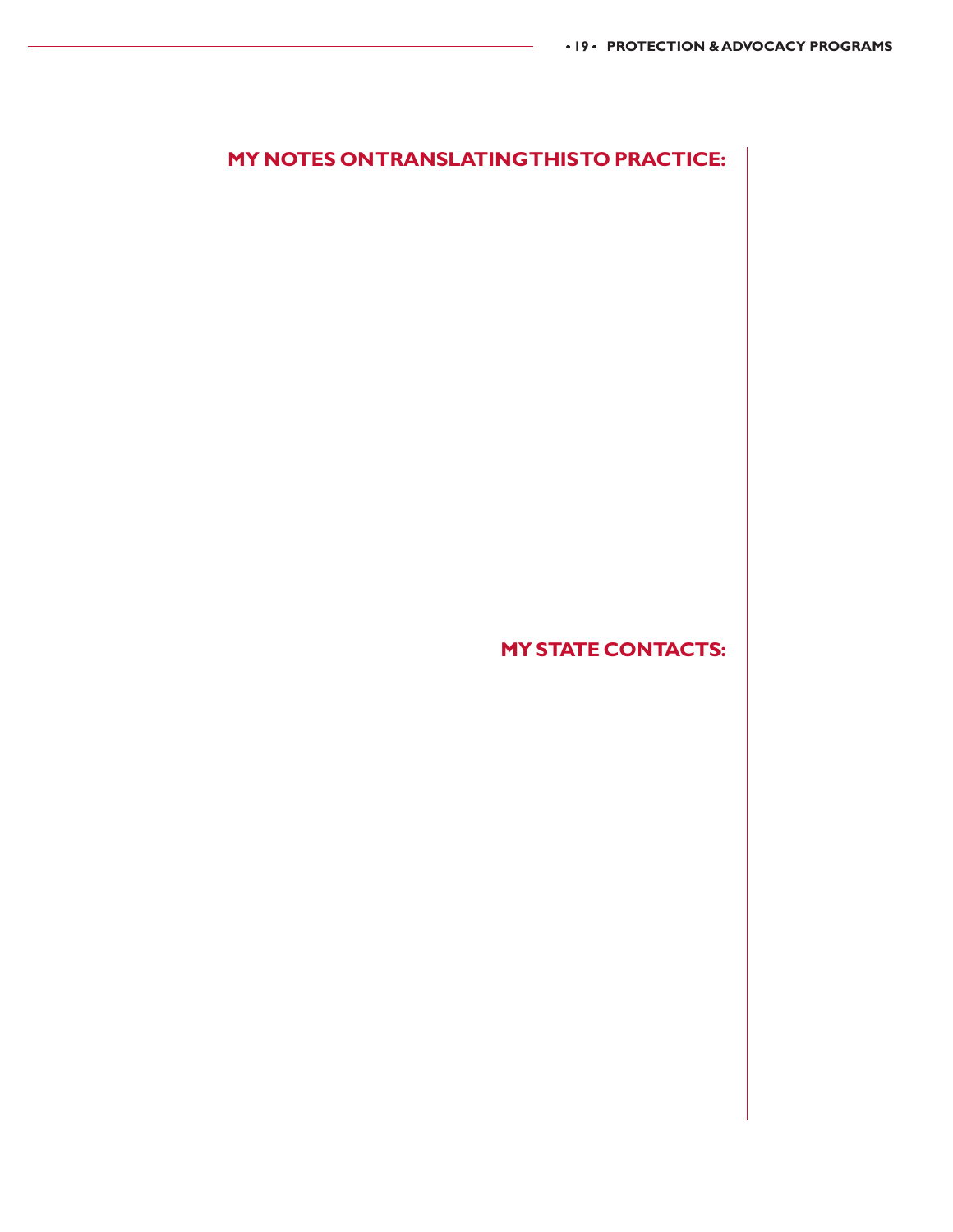## MY NOTES ON TRANSLATING THIS TO PRACTICE:

## MY STATE CONTACTS: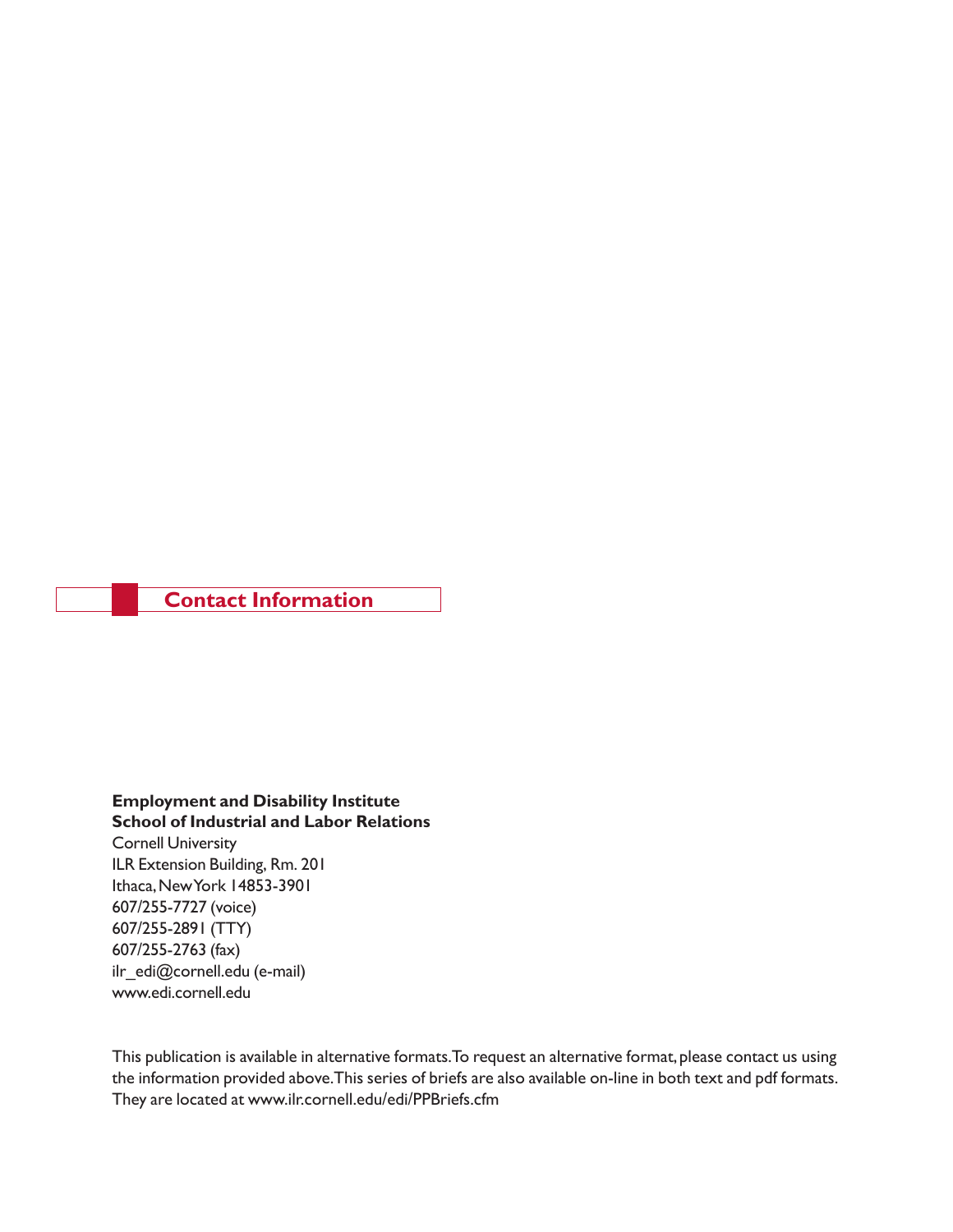## Contact Information

**Employment and Disability Institute**
**School of Industrial and Labor Relations**
Cornell University
ILR Extension Building, Rm. 201
Ithaca, New York 14853-3901
607/255-7727 (voice)
607/255-2891 (TTY)
607/255-2763 (fax)
ilr_edi@cornell.edu (e-mail)
www.edi.cornell.edu

This publication is available in alternative formats. To request an alternative format, please contact us using the information provided above. This series of briefs are also available on-line in both text and pdf formats. They are located at www.ilr.cornell.edu/edi/PPBriefs.cfm